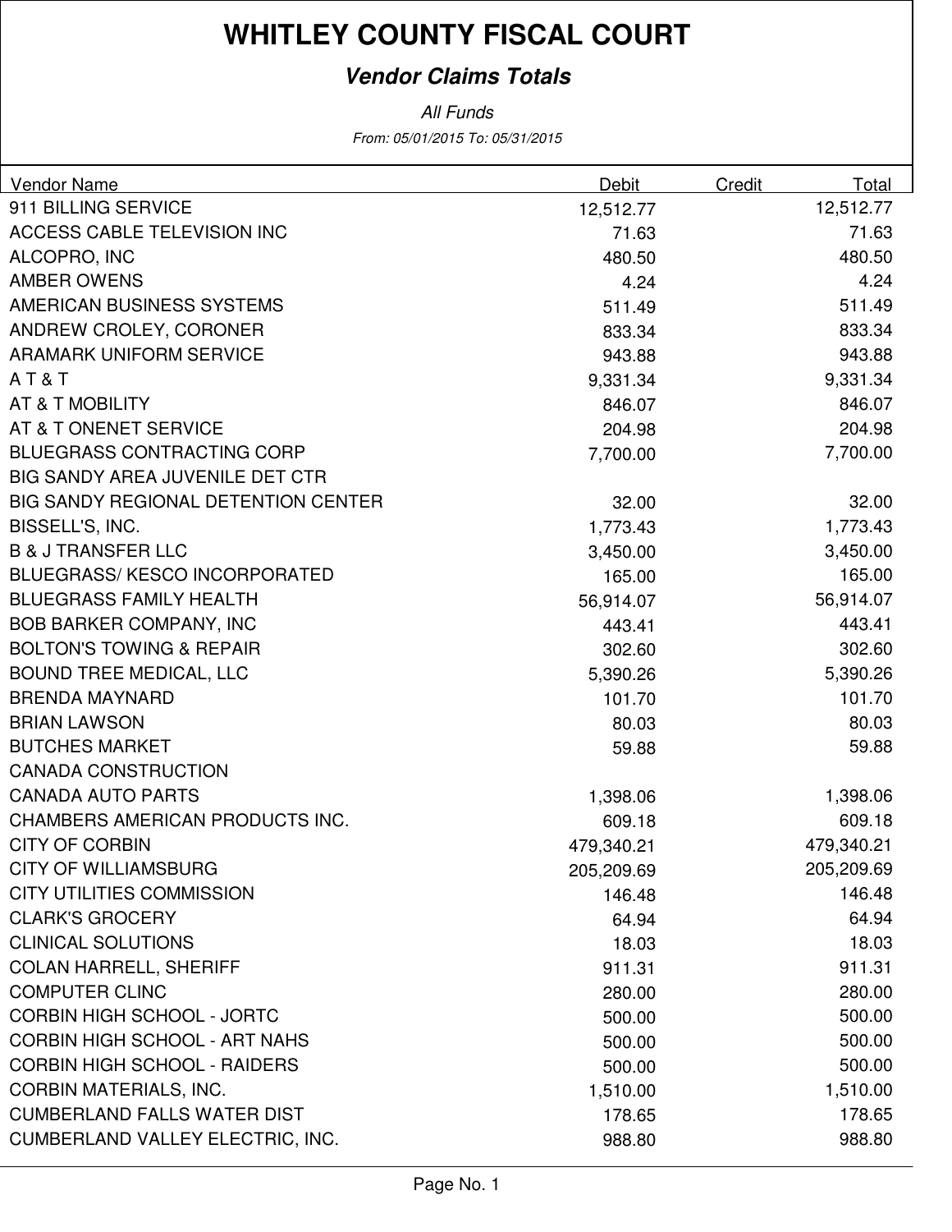# WHITLEY COUNTY FISCAL COURT

## *Vendor Claims Totals*

*All Funds*

*From: 05/01/2015 To: 05/31/2015*

| Vendor Name | Debit | Credit | Total |
|---|---|---|---|
| 911 BILLING SERVICE | 12,512.77 | | 12,512.77 |
| ACCESS CABLE TELEVISION INC | 71.63 | | 71.63 |
| ALCOPRO, INC | 480.50 | | 480.50 |
| AMBER OWENS | 4.24 | | 4.24 |
| AMERICAN BUSINESS SYSTEMS | 511.49 | | 511.49 |
| ANDREW CROLEY, CORONER | 833.34 | | 833.34 |
| ARAMARK UNIFORM SERVICE | 943.88 | | 943.88 |
| A T & T | 9,331.34 | | 9,331.34 |
| AT & T MOBILITY | 846.07 | | 846.07 |
| AT & T ONENET SERVICE | 204.98 | | 204.98 |
| BLUEGRASS CONTRACTING CORP | 7,700.00 | | 7,700.00 |
| BIG SANDY AREA JUVENILE DET CTR | | | |
| BIG SANDY REGIONAL DETENTION CENTER | 32.00 | | 32.00 |
| BISSELL'S, INC. | 1,773.43 | | 1,773.43 |
| B & J TRANSFER LLC | 3,450.00 | | 3,450.00 |
| BLUEGRASS/ KESCO INCORPORATED | 165.00 | | 165.00 |
| BLUEGRASS FAMILY HEALTH | 56,914.07 | | 56,914.07 |
| BOB BARKER COMPANY, INC | 443.41 | | 443.41 |
| BOLTON'S TOWING & REPAIR | 302.60 | | 302.60 |
| BOUND TREE MEDICAL, LLC | 5,390.26 | | 5,390.26 |
| BRENDA MAYNARD | 101.70 | | 101.70 |
| BRIAN LAWSON | 80.03 | | 80.03 |
| BUTCHES MARKET | 59.88 | | 59.88 |
| CANADA CONSTRUCTION | | | |
| CANADA AUTO PARTS | 1,398.06 | | 1,398.06 |
| CHAMBERS AMERICAN PRODUCTS INC. | 609.18 | | 609.18 |
| CITY OF CORBIN | 479,340.21 | | 479,340.21 |
| CITY OF WILLIAMSBURG | 205,209.69 | | 205,209.69 |
| CITY UTILITIES COMMISSION | 146.48 | | 146.48 |
| CLARK'S GROCERY | 64.94 | | 64.94 |
| CLINICAL SOLUTIONS | 18.03 | | 18.03 |
| COLAN HARRELL, SHERIFF | 911.31 | | 911.31 |
| COMPUTER CLINC | 280.00 | | 280.00 |
| CORBIN HIGH SCHOOL - JORTC | 500.00 | | 500.00 |
| CORBIN HIGH SCHOOL - ART NAHS | 500.00 | | 500.00 |
| CORBIN HIGH SCHOOL - RAIDERS | 500.00 | | 500.00 |
| CORBIN MATERIALS, INC. | 1,510.00 | | 1,510.00 |
| CUMBERLAND FALLS WATER DIST | 178.65 | | 178.65 |
| CUMBERLAND VALLEY ELECTRIC, INC. | 988.80 | | 988.80 |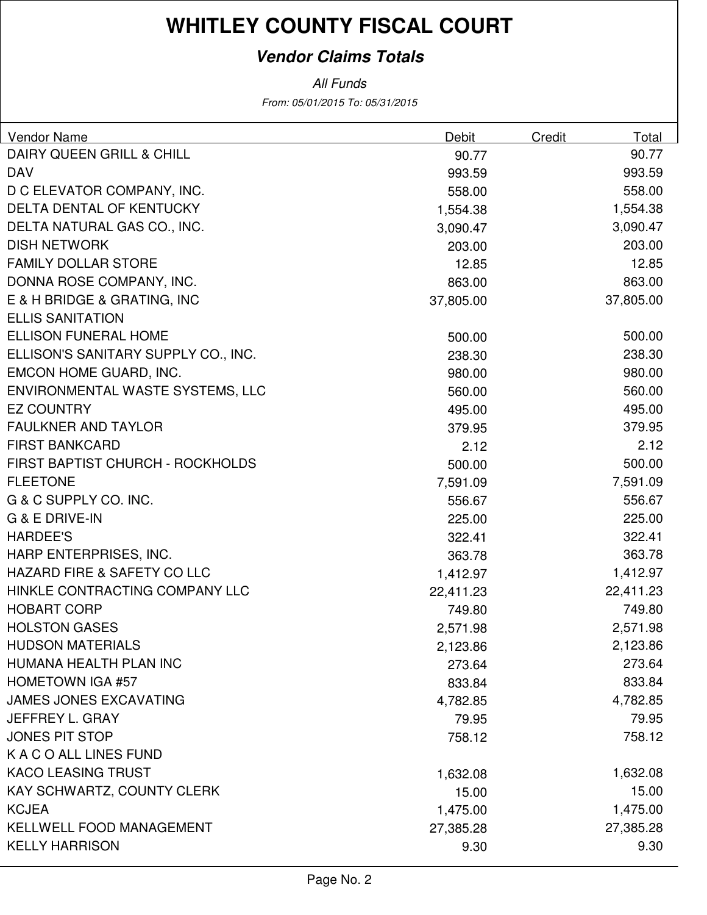# WHITLEY COUNTY FISCAL COURT

## *Vendor Claims Totals*

*All Funds*

*From: 05/01/2015 To: 05/31/2015*

| Vendor Name | Debit | Credit | Total |
|---|---|---|---|
| DAIRY QUEEN GRILL & CHILL | 90.77 | | 90.77 |
| DAV | 993.59 | | 993.59 |
| D C ELEVATOR COMPANY, INC. | 558.00 | | 558.00 |
| DELTA DENTAL OF KENTUCKY | 1,554.38 | | 1,554.38 |
| DELTA NATURAL GAS CO., INC. | 3,090.47 | | 3,090.47 |
| DISH NETWORK | 203.00 | | 203.00 |
| FAMILY DOLLAR STORE | 12.85 | | 12.85 |
| DONNA ROSE COMPANY, INC. | 863.00 | | 863.00 |
| E & H BRIDGE & GRATING, INC | 37,805.00 | | 37,805.00 |
| ELLIS SANITATION | | | |
| ELLISON FUNERAL HOME | 500.00 | | 500.00 |
| ELLISON'S SANITARY SUPPLY CO., INC. | 238.30 | | 238.30 |
| EMCON HOME GUARD, INC. | 980.00 | | 980.00 |
| ENVIRONMENTAL WASTE SYSTEMS, LLC | 560.00 | | 560.00 |
| EZ COUNTRY | 495.00 | | 495.00 |
| FAULKNER AND TAYLOR | 379.95 | | 379.95 |
| FIRST BANKCARD | 2.12 | | 2.12 |
| FIRST BAPTIST CHURCH - ROCKHOLDS | 500.00 | | 500.00 |
| FLEETONE | 7,591.09 | | 7,591.09 |
| G & C SUPPLY CO. INC. | 556.67 | | 556.67 |
| G & E DRIVE-IN | 225.00 | | 225.00 |
| HARDEE'S | 322.41 | | 322.41 |
| HARP ENTERPRISES, INC. | 363.78 | | 363.78 |
| HAZARD FIRE & SAFETY CO LLC | 1,412.97 | | 1,412.97 |
| HINKLE CONTRACTING COMPANY LLC | 22,411.23 | | 22,411.23 |
| HOBART CORP | 749.80 | | 749.80 |
| HOLSTON GASES | 2,571.98 | | 2,571.98 |
| HUDSON MATERIALS | 2,123.86 | | 2,123.86 |
| HUMANA HEALTH PLAN INC | 273.64 | | 273.64 |
| HOMETOWN IGA #57 | 833.84 | | 833.84 |
| JAMES JONES EXCAVATING | 4,782.85 | | 4,782.85 |
| JEFFREY L. GRAY | 79.95 | | 79.95 |
| JONES PIT STOP | 758.12 | | 758.12 |
| K A C O ALL LINES FUND | | | |
| KACO LEASING TRUST | 1,632.08 | | 1,632.08 |
| KAY SCHWARTZ, COUNTY CLERK | 15.00 | | 15.00 |
| KCJEA | 1,475.00 | | 1,475.00 |
| KELLWELL FOOD MANAGEMENT | 27,385.28 | | 27,385.28 |
| KELLY HARRISON | 9.30 | | 9.30 |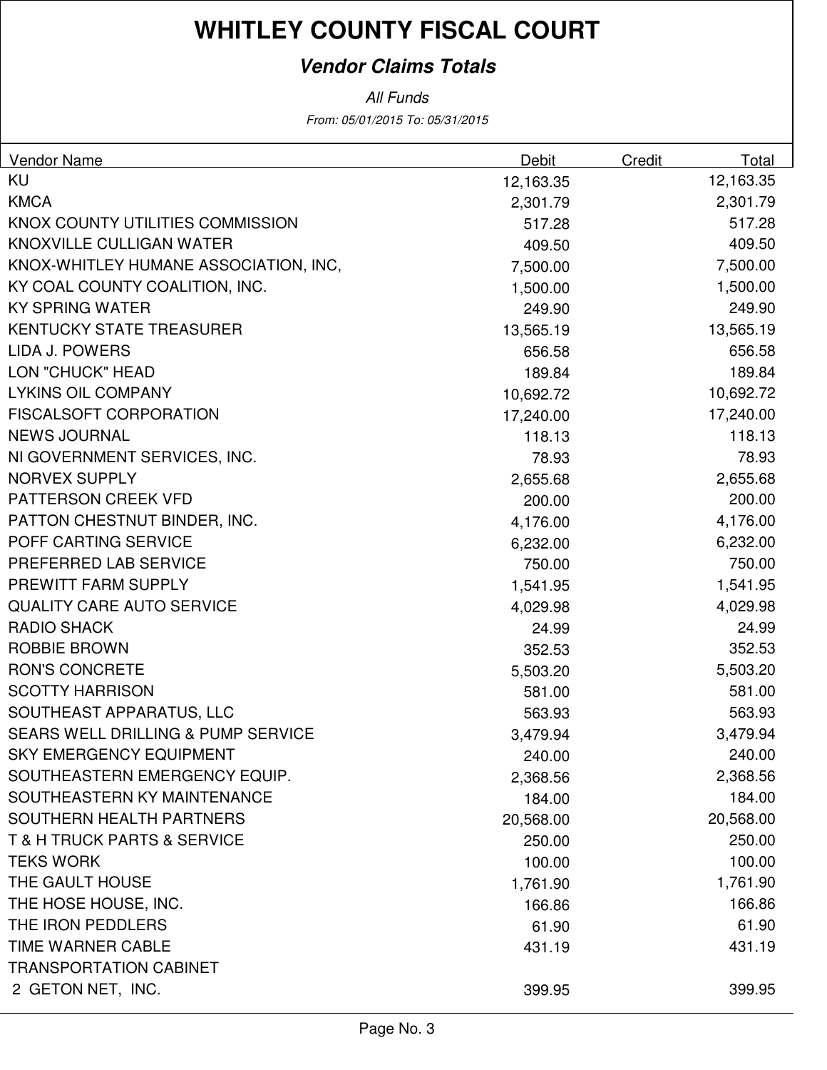# WHITLEY COUNTY FISCAL COURT

## *Vendor Claims Totals*

*All Funds*

*From: 05/01/2015 To: 05/31/2015*

| Vendor Name | Debit | Credit | Total |
|---|---|---|---|
| KU | 12,163.35 | | 12,163.35 |
| KMCA | 2,301.79 | | 2,301.79 |
| KNOX COUNTY UTILITIES COMMISSION | 517.28 | | 517.28 |
| KNOXVILLE CULLIGAN WATER | 409.50 | | 409.50 |
| KNOX-WHITLEY HUMANE ASSOCIATION, INC, | 7,500.00 | | 7,500.00 |
| KY COAL COUNTY COALITION, INC. | 1,500.00 | | 1,500.00 |
| KY SPRING WATER | 249.90 | | 249.90 |
| KENTUCKY STATE TREASURER | 13,565.19 | | 13,565.19 |
| LIDA J. POWERS | 656.58 | | 656.58 |
| LON "CHUCK" HEAD | 189.84 | | 189.84 |
| LYKINS OIL COMPANY | 10,692.72 | | 10,692.72 |
| FISCALSOFT CORPORATION | 17,240.00 | | 17,240.00 |
| NEWS JOURNAL | 118.13 | | 118.13 |
| NI GOVERNMENT SERVICES, INC. | 78.93 | | 78.93 |
| NORVEX SUPPLY | 2,655.68 | | 2,655.68 |
| PATTERSON CREEK VFD | 200.00 | | 200.00 |
| PATTON CHESTNUT BINDER, INC. | 4,176.00 | | 4,176.00 |
| POFF CARTING SERVICE | 6,232.00 | | 6,232.00 |
| PREFERRED LAB SERVICE | 750.00 | | 750.00 |
| PREWITT FARM SUPPLY | 1,541.95 | | 1,541.95 |
| QUALITY CARE AUTO SERVICE | 4,029.98 | | 4,029.98 |
| RADIO SHACK | 24.99 | | 24.99 |
| ROBBIE BROWN | 352.53 | | 352.53 |
| RON'S CONCRETE | 5,503.20 | | 5,503.20 |
| SCOTTY HARRISON | 581.00 | | 581.00 |
| SOUTHEAST APPARATUS, LLC | 563.93 | | 563.93 |
| SEARS WELL DRILLING & PUMP SERVICE | 3,479.94 | | 3,479.94 |
| SKY EMERGENCY EQUIPMENT | 240.00 | | 240.00 |
| SOUTHEASTERN EMERGENCY EQUIP. | 2,368.56 | | 2,368.56 |
| SOUTHEASTERN KY MAINTENANCE | 184.00 | | 184.00 |
| SOUTHERN HEALTH PARTNERS | 20,568.00 | | 20,568.00 |
| T & H TRUCK PARTS & SERVICE | 250.00 | | 250.00 |
| TEKS WORK | 100.00 | | 100.00 |
| THE GAULT HOUSE | 1,761.90 | | 1,761.90 |
| THE HOSE HOUSE, INC. | 166.86 | | 166.86 |
| THE IRON PEDDLERS | 61.90 | | 61.90 |
| TIME WARNER CABLE | 431.19 | | 431.19 |
| TRANSPORTATION CABINET | | | |
| 2 GETON NET, INC. | 399.95 | | 399.95 |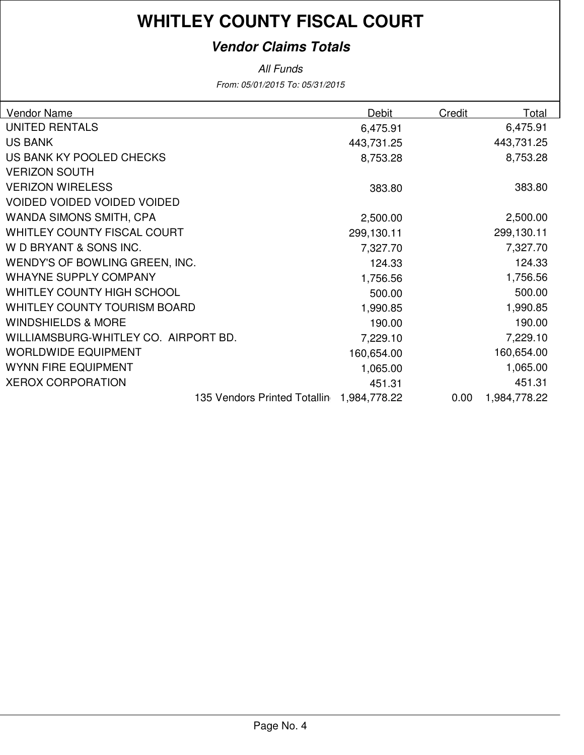# WHITLEY COUNTY FISCAL COURT

## *Vendor Claims Totals*

*All Funds*

*From: 05/01/2015 To: 05/31/2015*

| Vendor Name | Debit | Credit | Total |
|---|---|---|---|
| UNITED RENTALS | 6,475.91 | | 6,475.91 |
| US BANK | 443,731.25 | | 443,731.25 |
| US BANK KY POOLED CHECKS | 8,753.28 | | 8,753.28 |
| VERIZON SOUTH | | | |
| VERIZON WIRELESS | 383.80 | | 383.80 |
| VOIDED VOIDED VOIDED VOIDED | | | |
| WANDA SIMONS SMITH, CPA | 2,500.00 | | 2,500.00 |
| WHITLEY COUNTY FISCAL COURT | 299,130.11 | | 299,130.11 |
| W D BRYANT & SONS INC. | 7,327.70 | | 7,327.70 |
| WENDY'S OF BOWLING GREEN, INC. | 124.33 | | 124.33 |
| WHAYNE SUPPLY COMPANY | 1,756.56 | | 1,756.56 |
| WHITLEY COUNTY HIGH SCHOOL | 500.00 | | 500.00 |
| WHITLEY COUNTY TOURISM BOARD | 1,990.85 | | 1,990.85 |
| WINDSHIELDS & MORE | 190.00 | | 190.00 |
| WILLIAMSBURG-WHITLEY CO. AIRPORT BD. | 7,229.10 | | 7,229.10 |
| WORLDWIDE EQUIPMENT | 160,654.00 | | 160,654.00 |
| WYNN FIRE EQUIPMENT | 1,065.00 | | 1,065.00 |
| XEROX CORPORATION | 451.31 | | 451.31 |
| 135 Vendors Printed Totallin | 1,984,778.22 | 0.00 | 1,984,778.22 |